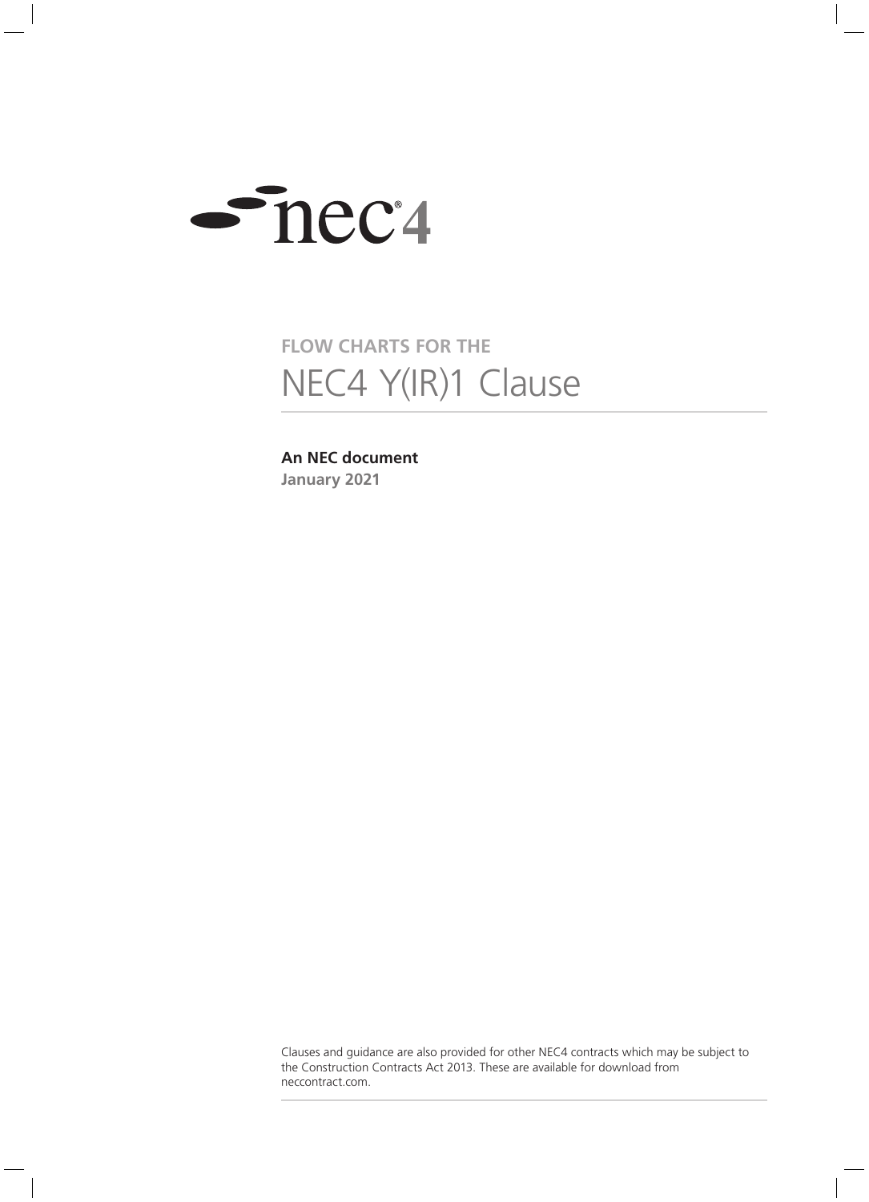nec4

**FLOW CHARTS FOR THE**

# NEC4 Y(IR)1 Clause

**An NEC document**

**January 2021**

Clauses and guidance are also provided for other NEC4 contracts which may be subject to the Construction Contracts Act 2013. These are available for download from neccontract.com.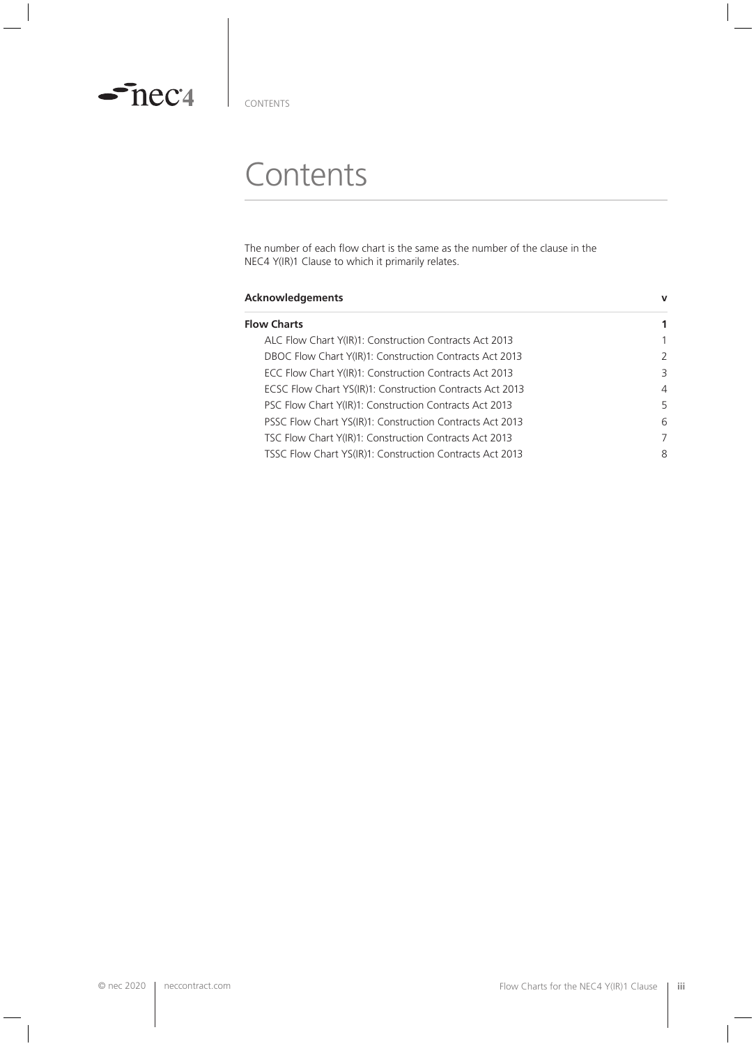# Contents

The number of each flow chart is the same as the number of the clause in the NEC4 Y(IR)1 Clause to which it primarily relates.

| | |
|---|---|
| **Acknowledgements** | **v** |
| **Flow Charts** | **1** |
| ALC Flow Chart Y(IR)1: Construction Contracts Act 2013 | 1 |
| DBOC Flow Chart Y(IR)1: Construction Contracts Act 2013 | 2 |
| ECC Flow Chart Y(IR)1: Construction Contracts Act 2013 | 3 |
| ECSC Flow Chart YS(IR)1: Construction Contracts Act 2013 | 4 |
| PSC Flow Chart Y(IR)1: Construction Contracts Act 2013 | 5 |
| PSSC Flow Chart YS(IR)1: Construction Contracts Act 2013 | 6 |
| TSC Flow Chart Y(IR)1: Construction Contracts Act 2013 | 7 |
| TSSC Flow Chart YS(IR)1: Construction Contracts Act 2013 | 8 |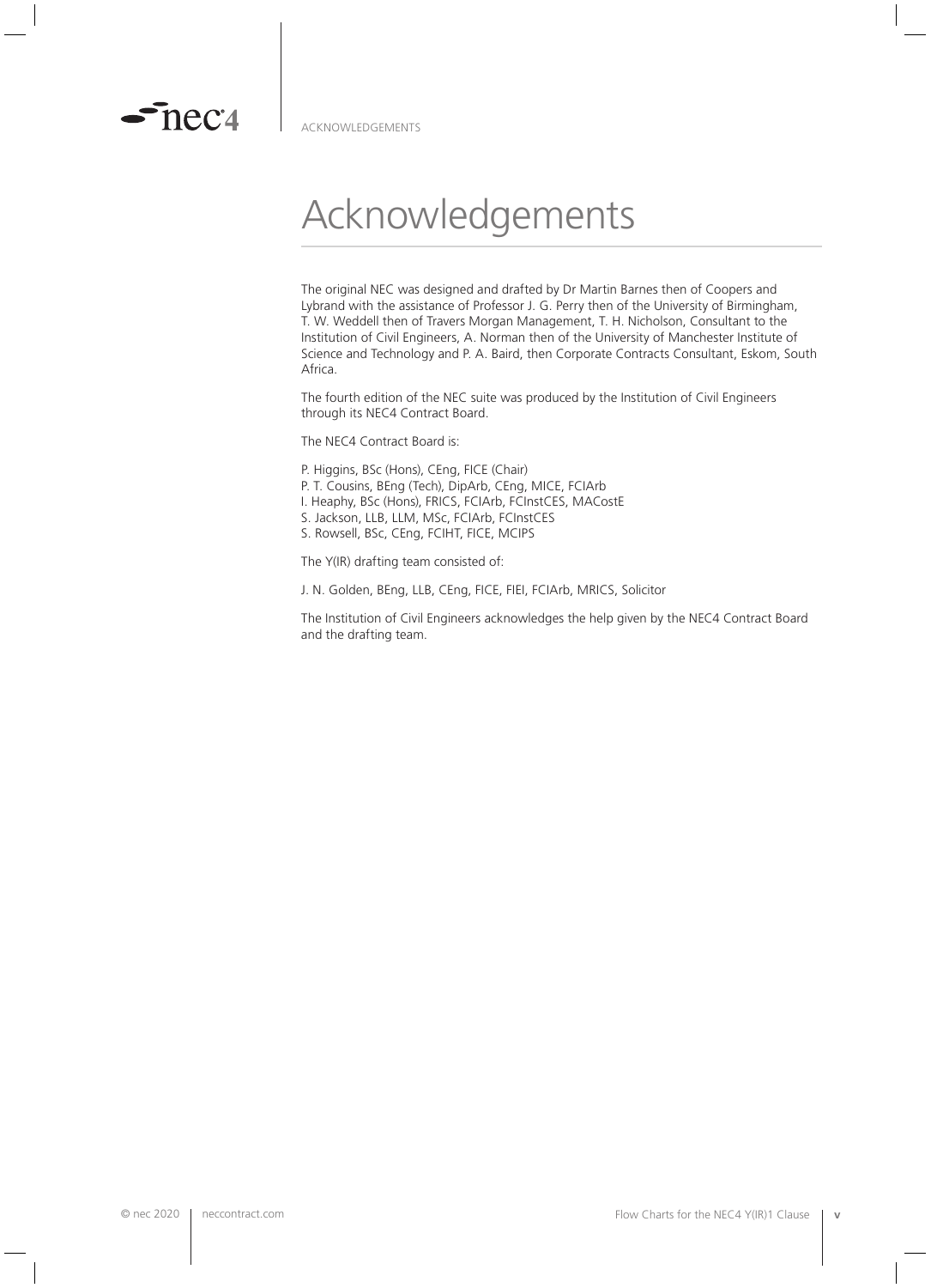# Acknowledgements

The original NEC was designed and drafted by Dr Martin Barnes then of Coopers and Lybrand with the assistance of Professor J. G. Perry then of the University of Birmingham, T. W. Weddell then of Travers Morgan Management, T. H. Nicholson, Consultant to the Institution of Civil Engineers, A. Norman then of the University of Manchester Institute of Science and Technology and P. A. Baird, then Corporate Contracts Consultant, Eskom, South Africa.

The fourth edition of the NEC suite was produced by the Institution of Civil Engineers through its NEC4 Contract Board.

The NEC4 Contract Board is:

P. Higgins, BSc (Hons), CEng, FICE (Chair)
P. T. Cousins, BEng (Tech), DipArb, CEng, MICE, FCIArb
I. Heaphy, BSc (Hons), FRICS, FCIArb, FCInstCES, MACostE
S. Jackson, LLB, LLM, MSc, FCIArb, FCInstCES
S. Rowsell, BSc, CEng, FCIHT, FICE, MCIPS

The Y(IR) drafting team consisted of:

J. N. Golden, BEng, LLB, CEng, FICE, FIEI, FCIArb, MRICS, Solicitor

The Institution of Civil Engineers acknowledges the help given by the NEC4 Contract Board and the drafting team.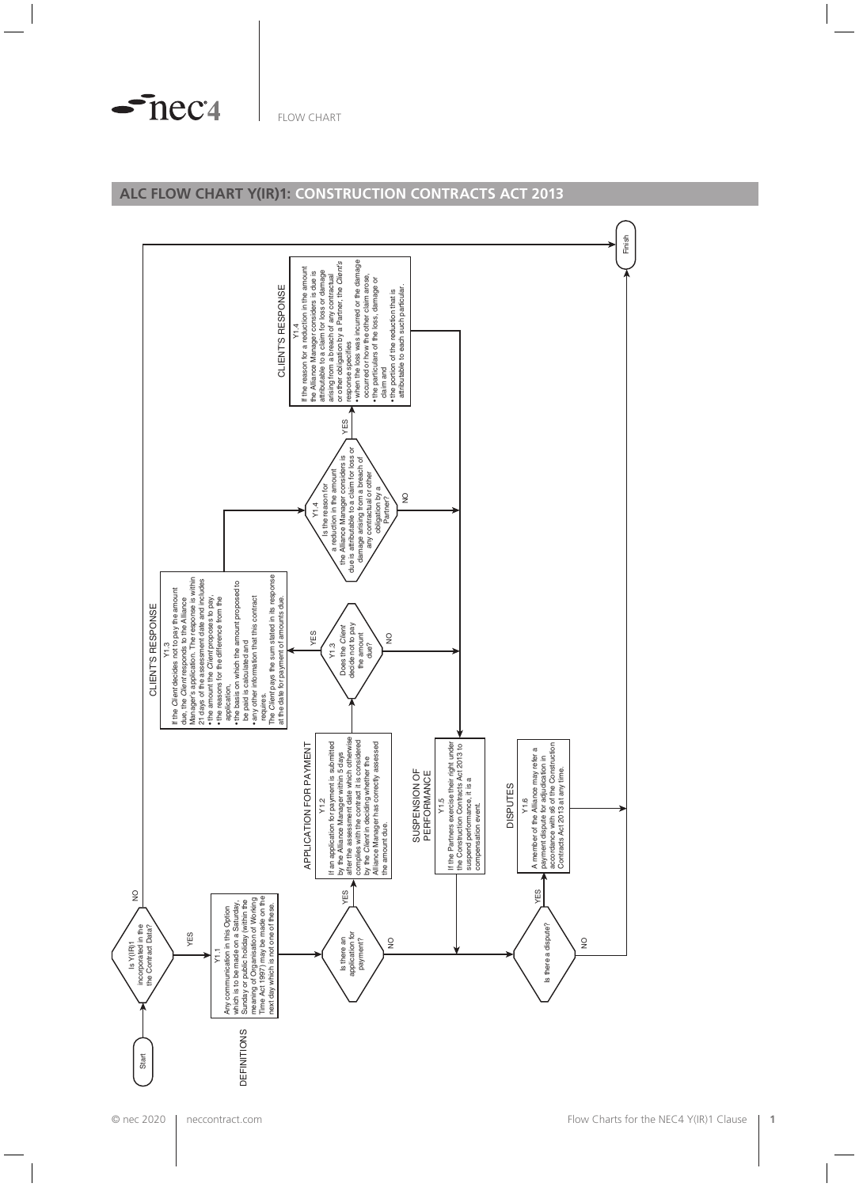## ALC FLOW CHART Y(IR)1: CONSTRUCTION CONTRACTS ACT 2013

Start

Is Y(IR)1 incorporated in the the Contract Data?

NO

YES

DEFINITIONS

Y1.1

Any communication in this Option which is to be made on a Saturday, Sunday or public holiday (within the meaning of Organisation of Working Time Act 1997) may be made on the next day which is not one of these.

Is there an application for payment?

YES

NO

APPLICATION FOR PAYMENT

Y1.2

If an application for payment is submitted by the Alliance Manager within 5 days after the assessment date which otherwise complies with the contract it is considered by the *Client* in deciding whether the Alliance Manager has correctly assessed the amount due.

Y1.3

Does the *Client* decide not to pay the amount due?

YES

NO

CLIENT'S RESPONSE

Y1.3

If the *Client* decides not to pay the amount due, the *Client* responds to the Alliance Manager's application. The response is within 21 days of the assessment date and includes

- the amount the *Client* proposes to pay,
- the reasons for the difference from the application,
- the basis on which the amount proposed to be paid is calculated and
- any other information that this contract requires.

The *Client* pays the sum stated in its response at the date for payment of amounts due.

Y1.4

Is the reason for a reduction in the amount the Alliance Manager considers is due is attributable to a claim for loss or damage arising from a breach of any contractual or other obligation by a Partner?

YES

NO

CLIENT'S RESPONSE

Y1.4

If the reason for a reduction in the amount the Alliance Manager considers is due is attributable to a claim for loss or damage arising from a breach of any contractual or other obligation by a Partner, the *Client's* response specifies

- when the loss was incurred or the damage occurred or how the other claim arose,
- the particulars of the loss, damage or claim and
- the portion of the reduction that is attributable to each such particular.

SUSPENSION OF PERFORMANCE

Y1.5

If the Partners exercise their right under the Construction Contracts Act 2013 to suspend performance, it is a compensation event.

Is there a dispute?

YES

NO

DISPUTES

Y1.6

A member of the Alliance may refer a payment dispute for adjudication in accordance with s6 of the Construction Contracts Act 2013 at any time.

Finish

© nec 2020 | neccontract.com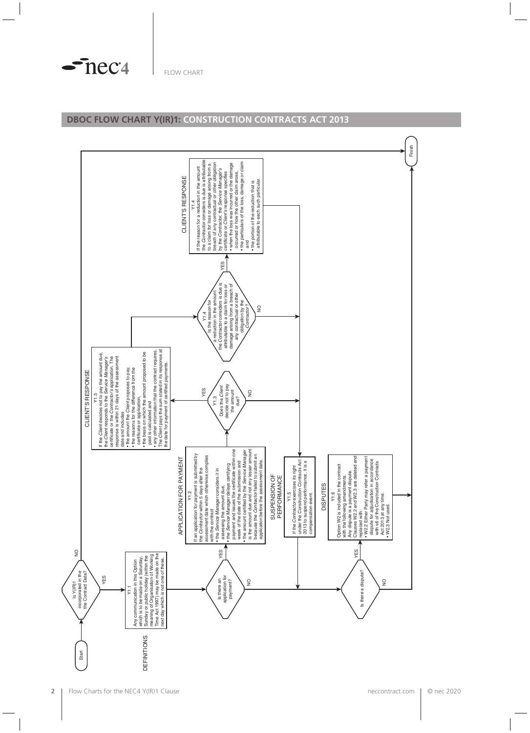## DBOC FLOW CHART Y(IR)1: CONSTRUCTION CONTRACTS ACT 2013

Start

Is Y(IR)1 incorporated in the the Contract Data?

NO → Finish

YES

### DEFINITIONS

Y1.1
Any communication in this Option which is to be made on a Saturday, Sunday or public holiday (within the meaning of Organisation of Working Time Act 1997) may be made on the next day which is not one of these.

Is there an application for payment?

YES

### APPLICATION FOR PAYMENT

Y1.2
If an application for payment is submitted by the *Contractor* within 5 days after the assessment date which otherwise complies with the contract

- the *Service Manager* considers it in assessing the amount due,
- the *Service Manager* delays certifying payment and issues the certificate within one week of the date of the submission and
- the amount due and not any lesser amount certified by the *Service Manager* is the amount due because the *Contractor* failed to submit an application before the assessment date.

Y1.3
Does the *Client* decide not to pay the amount due?

YES

### CLIENT'S RESPONSE

Y1.3
If the *Client* decides not to pay the amount due, the *Client* responds to the *Service Manager's* certificate or the *Contractor's* application. The response is within 21 days of the assessment date and includes

- the amount the *Client* proposes to pay,
- the reasons for the difference from the certificate or application,
- the basis on which the amount proposed to be paid is calculated and
- any other information that the contract requires.

The *Client* pays the sum stated in its response at the date for payment of certified payments.

Y1.4
Is the reason for a reduction in the amount the *Contractor* considers is due is attributable to a claim for loss or damage arising from a breach of any contractual or other obligation by the *Contractor*?

YES

### CLIENT'S RESPONSE

Y1.4
If the reason for a reduction in the amount the *Contractor* considers is due is attributable to a claim for loss or damage arising from a breach of any contractual or other obligation by the *Contractor*, the *Service Manager's* certificate or *Client's* response specifies

- when the loss was incurred or the damage occurred or how the other claim arose,
- the particulars of the loss, damage or claim and
- the portion of the reduction that is attributable to each such particular.

NO (from Is there an application for payment?, Does the Client decide not to pay?, and Y1.4)

### SUSPENSION OF PERFORMANCE

Y1.5
If the *Contractor* exercises its right under the Construction Contracts Act 2013 to suspend performance, it is a compensation event.

Is there a dispute?

YES

### DISPUTES

Y1.6
Option W2 is included in the contract with the following amendments.
Any dispute is a payment dispute.
Clauses W2.2 and W2.3 are deleted and replaced with:

- W2.2 Either Party may refer a payment dispute for adjudication in accordance with s6 of the Construction Contracts Act 2013 at any time.
- W2.3 Not used.

NO → Finish

Finish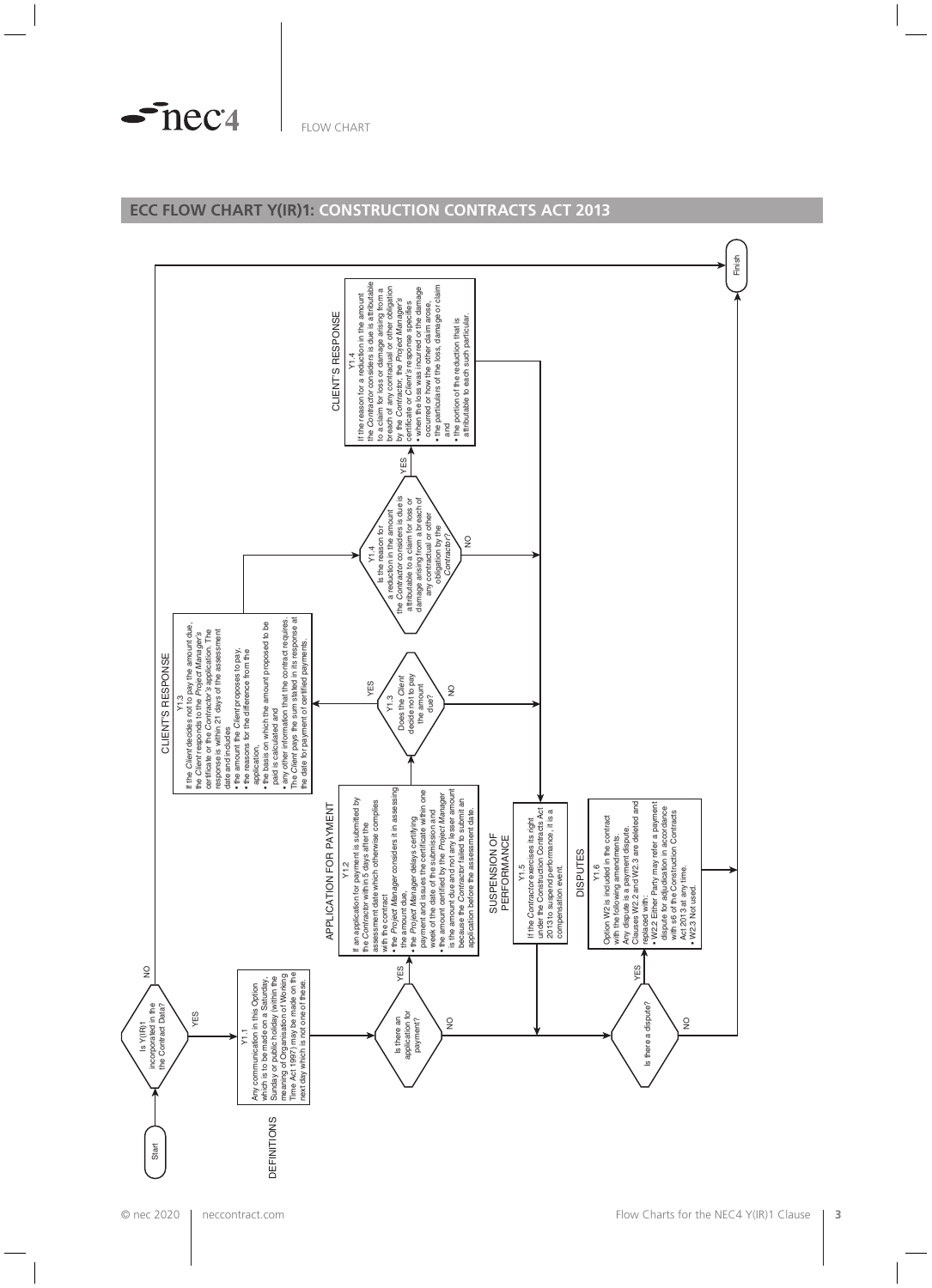FLOW CHART

## ECC FLOW CHART Y(IR)1: CONSTRUCTION CONTRACTS ACT 2013

Start

Is Y(IR)1 incorporated in the Contract Data? — NO → Finish; YES →

**DEFINITIONS**

Y1.1
Any communication in this Option which is to be made on a Saturday, Sunday or public holiday (within the meaning of Organisation of Working Time Act 1997) may be made on the next day which is not one of these.

Is there an application for payment? — NO → Is there a dispute?; YES →

**APPLICATION FOR PAYMENT**

Y1.2
If an application for payment is submitted by the *Contractor* within 5 days after the assessment date which otherwise complies with the contract
- the *Project Manager* considers it in assessing the amount due,
- the *Project Manager* delays certifying payment and issues the certificate within one week of the date of the submission and
- the amount certified by the *Project Manager* is the amount due and not any lesser amount because the *Contractor* failed to submit an application before the assessment date.

Y1.3
Does the *Client* decide not to pay the amount due? — NO → Suspension of performance; YES →

**CLIENT'S RESPONSE**

Y1.3
If the *Client* decides not to pay the amount due, the *Client* responds to the *Project Manager's* certificate or the *Contractor's* application. The response is within 21 days of the assessment date and includes
- the amount the *Client* proposes to pay,
- the reasons for the difference from the application,
- the basis on which the amount proposed to be paid is calculated and
- any other information that the contract requires.

The *Client* pays the sum stated in its response at the date for payment of certified payments.

Y1.4
Is the reason for a reduction in the amount the *Contractor* considers is due is attributable to a claim for loss or damage arising from a breach of any contractual or other obligation by the *Contractor*? — NO → Suspension of performance; YES →

**CLIENT'S RESPONSE**

Y1.4
If the reason for a reduction in the amount the *Contractor* considers is due is attributable to a claim for loss or damage arising from a breach of any contractual or other obligation by the *Contractor*, the *Project Manager's* certificate or *Client's* response specifies
- when the loss was incurred or the damage occurred or how the other claim arose,
- the particulars of the loss, damage or claim and
- the portion of the reduction that is attributable to each such particular.

**SUSPENSION OF PERFORMANCE**

Y1.5
If the *Contractor* exercises its right under the Construction Contracts Act 2013 to suspend performance, it is a compensation event.

Is there a dispute? — NO → Finish; YES →

**DISPUTES**

Y1.6
Option W2 is included in the contract with the following amendments.
Any dispute is a payment dispute.
Clauses W2.2 and W2.3 are deleted and replaced with:
- W2.2 Either Party may refer a payment dispute for adjudication in accordance with s6 of the Construction Contracts Act 2013 at any time.
- W2.3 Not used.

Finish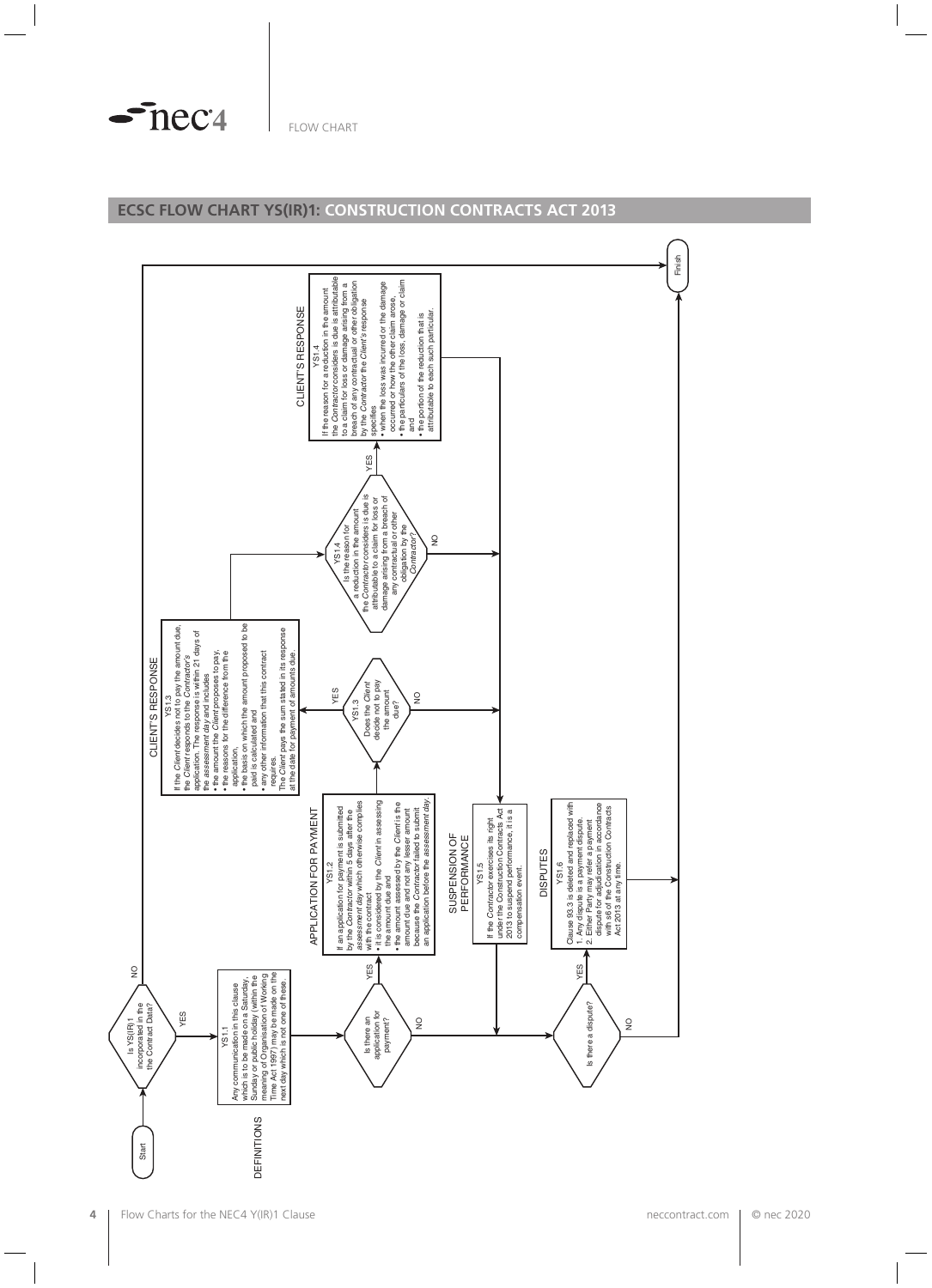## ECSC FLOW CHART YS(IR)1: CONSTRUCTION CONTRACTS ACT 2013

Start

Is YS(IR)1 incorporated in the the Contract Data?

NO → Finish

YES

### DEFINITIONS

YS1.1
Any communication in this clause which is to be made on a Saturday, Sunday or public holiday (within the meaning of Organisation of Working Time Act 1997) may be made on the next day which is not one of these.

Is there an application for payment?

YES

### APPLICATION FOR PAYMENT

YS1.2
If an application for payment is submitted by the *Contractor* within 5 days after the *assessment day* which otherwise complies with the contract

- it is considered by the *Client* in assessing the amount due and
- the amount assessed by the *Client* is the amount due and not any lesser amount because the *Contractor* failed to submit an application before the *assessment day*.

YS1.3
Does the *Client* decide not to pay the amount due?

YES

### CLIENT'S RESPONSE

YS1.3
If the *Client* decides not to pay the amount due, the *Client* responds to the *Contractor's* application. The response is within 21 days of the *assessment day* and includes

- the amount the *Client* proposes to pay,
- the reasons for the difference from the application,
- the basis on which the amount proposed to be paid is calculated and
- any other information that this contract requires.

The *Client* pays the sum stated in its response at the date for payment of amounts due.

YS1.4
Is the reason for a reduction in the amount the *Contractor* considers is due is attributable to a claim for loss or damage arising from a breach of any contractual or other obligation by the *Contractor*?

YES

### CLIENT'S RESPONSE

YS1.4
If the reason for a reduction in the amount the *Contractor* considers is due is attributable to a claim for loss or damage arising from a breach of any contractual or other obligation by the *Contractor* the *Client's* response specifies

- when the loss was incurred or the damage occurred or how the other claim arose,
- the particulars of the loss, damage or claim and
- the portion of the reduction that is attributable to each such particular.

NO

### SUSPENSION OF PERFORMANCE

YS1.5
If the *Contractor* exercises its right under the Construction Contracts Act 2013 to suspend performance, it is a compensation event.

Is there a dispute?

YES

### DISPUTES

YS1.6
Clause 93.3 is deleted and replaced with

1. Any dispute is a payment dispute.
2. Either Party may refer a payment dispute for adjudication in accordance with s6 of the Construction Contracts Act 2013 at any time.

NO → Finish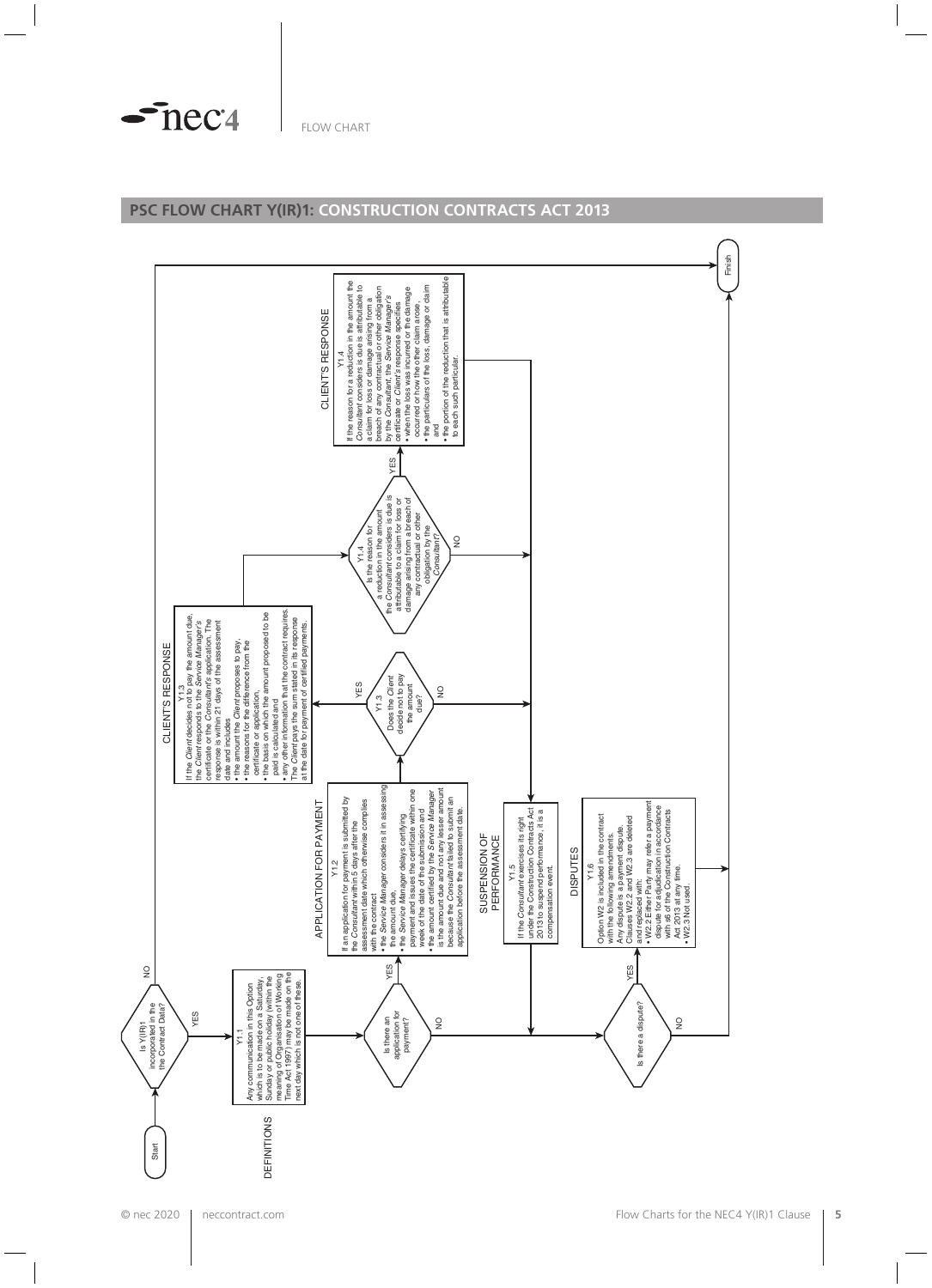## PSC FLOW CHART Y(IR)1: CONSTRUCTION CONTRACTS ACT 2013

Start

Is Y(IR)1 incorporated in the Contract Data?

NO → Finish

YES

DEFINITIONS

Y1.1
Any communication in this Option which is to be made on a Saturday, Sunday or public holiday (within the meaning of Organisation of Working Time Act 1997) may be made on the next day which is not one of these.

Is there an application for payment?

YES

APPLICATION FOR PAYMENT

Y1.2
If an application for payment is submitted by the *Consultant* within 5 days after the assessment date which otherwise complies with the contract
• the *Service Manager* considers it in assessing the amount due,
• the *Service Manager* delays certifying payment and issues the certificate within one week of the date of the submission and
• the amount certified by the *Service Manager* is the amount due and not any lesser amount because the *Consultant* failed to submit an application before the assessment date.

Y1.3
Does the *Client* decide not to pay the amount due?

YES

CLIENT'S RESPONSE

Y1.3
If the *Client* decides not to pay the amount due, the *Client* responds to the *Service Manager's* certificate or the *Consultant's* application. The response is within 21 days of the assessment date and includes
• the amount the *Client* proposes to pay,
• the reasons for the difference from the certificate or application,
• the basis on which the amount proposed to be paid is calculated and
• any other information that the contract requires.
The *Client* pays the sum stated in its response at the date for payment of certified payments.

Y1.4
Is the reason for a reduction in the amount the *Consultant* considers is due is attributable to a claim for loss or damage arising from a breach of any contractual or other obligation by the *Consultant*?

YES

CLIENT'S RESPONSE

Y1.4
If the reason for a reduction in the amount the *Consultant* considers is due is attributable to a claim for loss or damage arising from a breach of any contractual or other obligation by the *Consultant*, the *Service Manager's* certificate or *Client's* response specifies
• when the loss was incurred or the damage occurred or how the other claim arose,
• the particulars of the loss, damage or claim and
• the portion of the reduction that is attributable to each such particular.

NO

SUSPENSION OF PERFORMANCE

Y1.5
If the *Consultant* exercises its right under the Construction Contracts Act 2013 to suspend performance, it is a compensation event.

Is there a dispute?

YES

DISPUTES

Y1.6
Option W2 is included in the contract with the following amendments.
Any dispute is a payment dispute.
Clauses W2.2 and W2.3 are deleted and replaced with:
• W2.2 Either Party may refer a payment dispute for adjudication in accordance with s6 of the Construction Contracts Act 2013 at any time.
• W2.3 Not used.

NO → Finish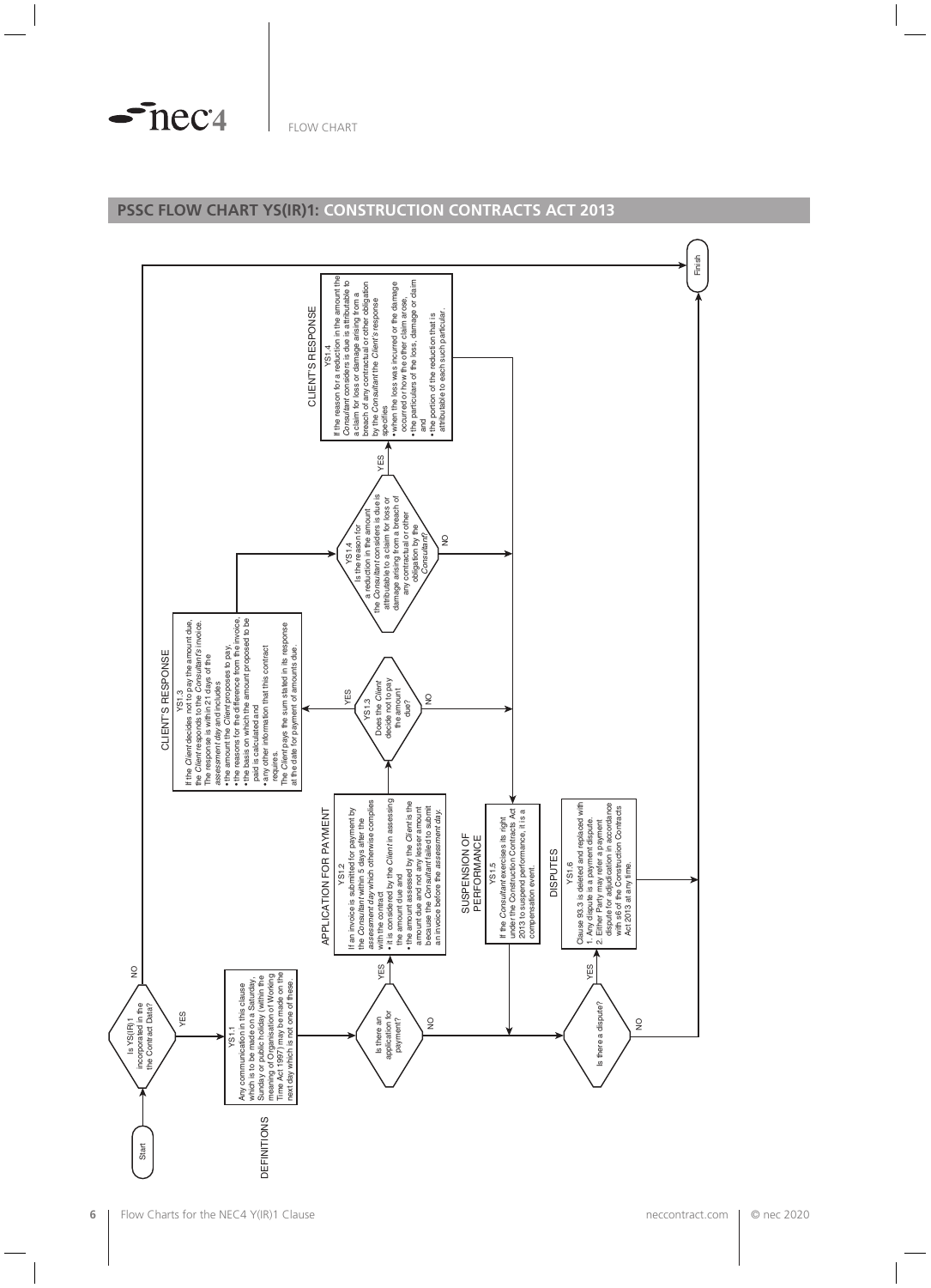## PSSC FLOW CHART YS(IR)1: CONSTRUCTION CONTRACTS ACT 2013

Start

Is YS(IR)1 incorporated in the the Contract Data?

NO → Finish

YES

### DEFINITIONS

YS1.1

Any communication in this clause which is to be made on a Saturday, Sunday or public holiday (within the meaning of Organisation of Working Time Act 1997) may be made on the next day which is not one of these.

Is there an application for payment?

NO → Is there a dispute?

YES

### APPLICATION FOR PAYMENT

YS1.2

If an invoice is submitted for payment by the *Consultant* within 5 days after the *assessment day* which otherwise complies with the contract

- it is considered by the *Client* in assessing the amount due and
- the amount assessed by the *Client* is the amount due and not any lesser amount because the *Consultant* failed to submit an invoice before the *assessment day*.

YS1.3 Does the *Client* decide not to pay the amount due?

NO → Suspension of performance

YES

### CLIENT'S RESPONSE

YS1.3

If the *Client* decides not to pay the amount due, the *Client* responds to the *Consultant's* invoice. The response is within 21 days of the *assessment day* and includes

- the amount the *Client* proposes to pay,
- the reasons for the difference from the invoice,
- the basis on which the amount proposed to be paid is calculated and
- any other information that this contract requires.

The *Client* pays the sum stated in its response at the date for payment of amounts due.

YS1.4 Is the reason for a reduction in the amount the *Consultant* considers is due is attributable to a claim for loss or damage arising from a breach of any contractual or other obligation by the *Consultant*?

NO → Suspension of performance

YES

### CLIENT'S RESPONSE

YS1.4

If the reason for a reduction in the amount the *Consultant* considers is due is attributable to a claim for loss or damage arising from a breach of any contractual or other obligation by the *Consultant* the *Client's* response specifies

- when the loss was incurred or the damage occurred or how the other claim arose,
- the particulars of the loss, damage or claim and
- the portion of the reduction that is attributable to each such particular.

### SUSPENSION OF PERFORMANCE

YS1.5

If the *Consultant* exercises its right under the Construction Contracts Act 2013 to suspend performance, it is a compensation event.

Is there a dispute?

NO → Finish

YES

### DISPUTES

YS1.6

Clause 93.3 is deleted and replaced with

1. Any dispute is a payment dispute.
2. Either Party may refer a payment dispute for adjudication in accordance with s6 of the Construction Contracts Act 2013 at any time.

→ Finish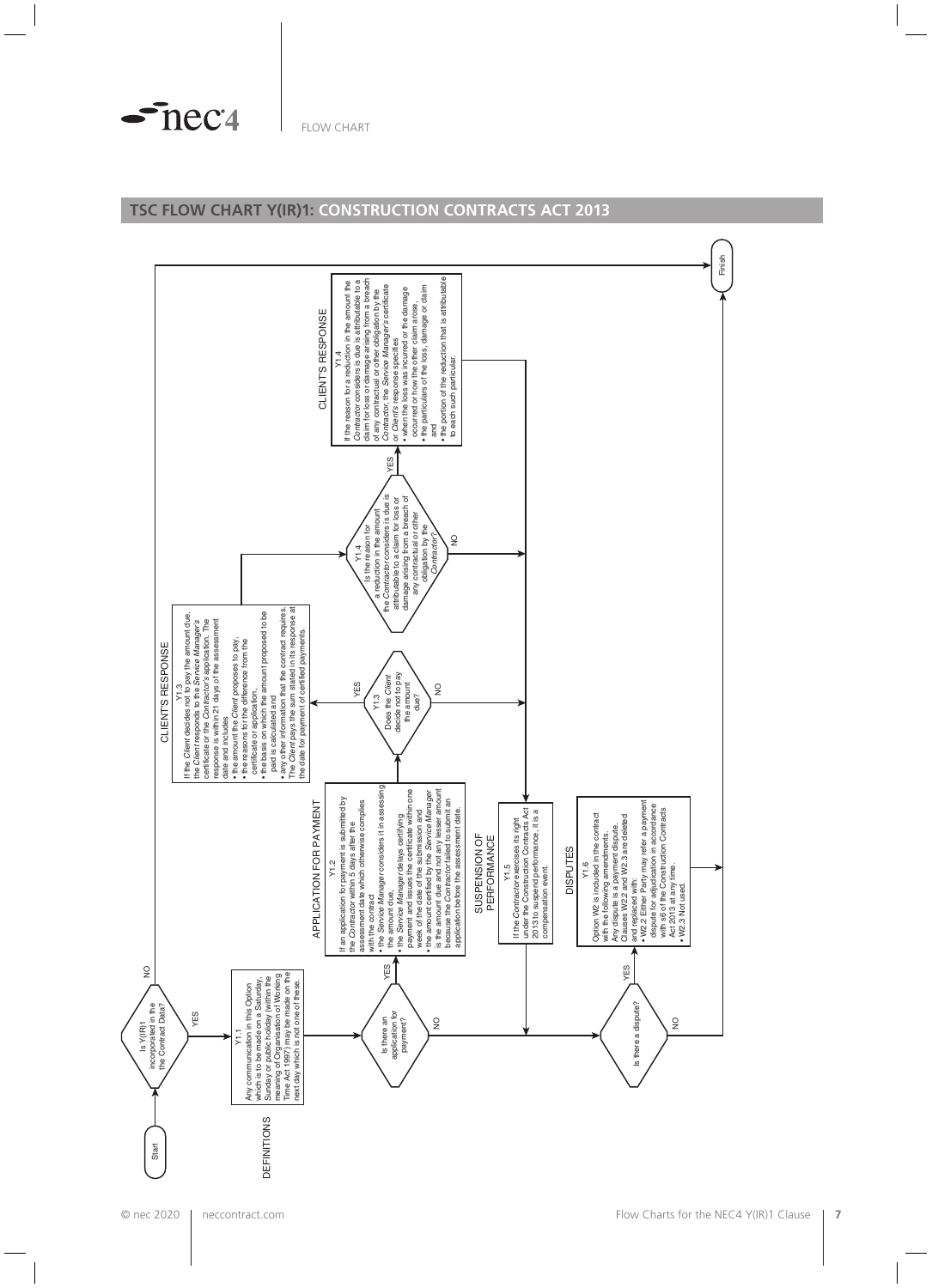# TSC FLOW CHART Y(IR)1: CONSTRUCTION CONTRACTS ACT 2013

Start

Is Y(IR)1 incorporated in the the Contract Data?

NO → Finish

YES

DEFINITIONS

Y1.1

Any communication in this Option which is to be made on a Saturday, Sunday or public holiday (within the meaning of Organisation of Working Time Act 1997) may be made on the next day which is not one of these.

Is there an application for payment?

NO

YES

APPLICATION FOR PAYMENT

Y1.2

If an application for payment is submitted by the *Contractor* within 5 days after the assessment date which otherwise complies with the contract

- the *Service Manager* considers it in assessing the amount due,
- the *Service Manager* delays certifying payment and issues the certificate within one week of the date of the submission and
- the amount certified by the *Service Manager* is the amount due and not any lesser amount because the *Contractor* failed to submit an application before the assessment date.

Y1.3

Does the *Client* decide not to pay the amount due?

NO

YES

CLIENT'S RESPONSE

Y1.3

If the *Client* decides not to pay the amount due, the *Client* responds to the *Service Manager's* certificate or the *Contractor's* application. The response is within 21 days of the assessment date and includes

- the amount the *Client* proposes to pay,
- the reasons for the difference from the certificate or application,
- the basis on which the amount proposed to be paid is calculated and
- any other information that the contract requires.

The *Client* pays the sum stated in its response at the date for payment of certified payments.

Y1.4

Is the reason for a reduction in the amount the *Contractor* considers is due is attributable to a claim for loss or damage arising from a breach of any contractual or other obligation by the *Contractor*?

NO

YES

CLIENT'S RESPONSE

Y1.4

If the reason for a reduction in the amount the *Contractor* considers is due is attributable to a claim for loss or damage arising from a breach of any contractual or other obligation by the *Contractor*, the *Service Manager's* certificate or *Client's* response specifies

- when the loss was incurred or the damage occurred or how the other claim arose,
- the particulars of the loss, damage or claim and
- the portion of the reduction that is attributable to each such particular.

SUSPENSION OF PERFORMANCE

Y1.5

If the *Contractor* exercises its right under the Construction Contracts Act 2013 to suspend performance, it is a compensation event.

Is there a dispute?

NO → Finish

YES

DISPUTES

Y1.6

Option W2 is included in the contract with the following amendments.

Any dispute is a payment dispute.

Clauses W2.2 and W2.3 are deleted and replaced with:

- W2.2 Either Party may refer a payment dispute for adjudication in accordance with s6 of the Construction Contracts Act 2013 at any time.
- W2.3 Not used.

Finish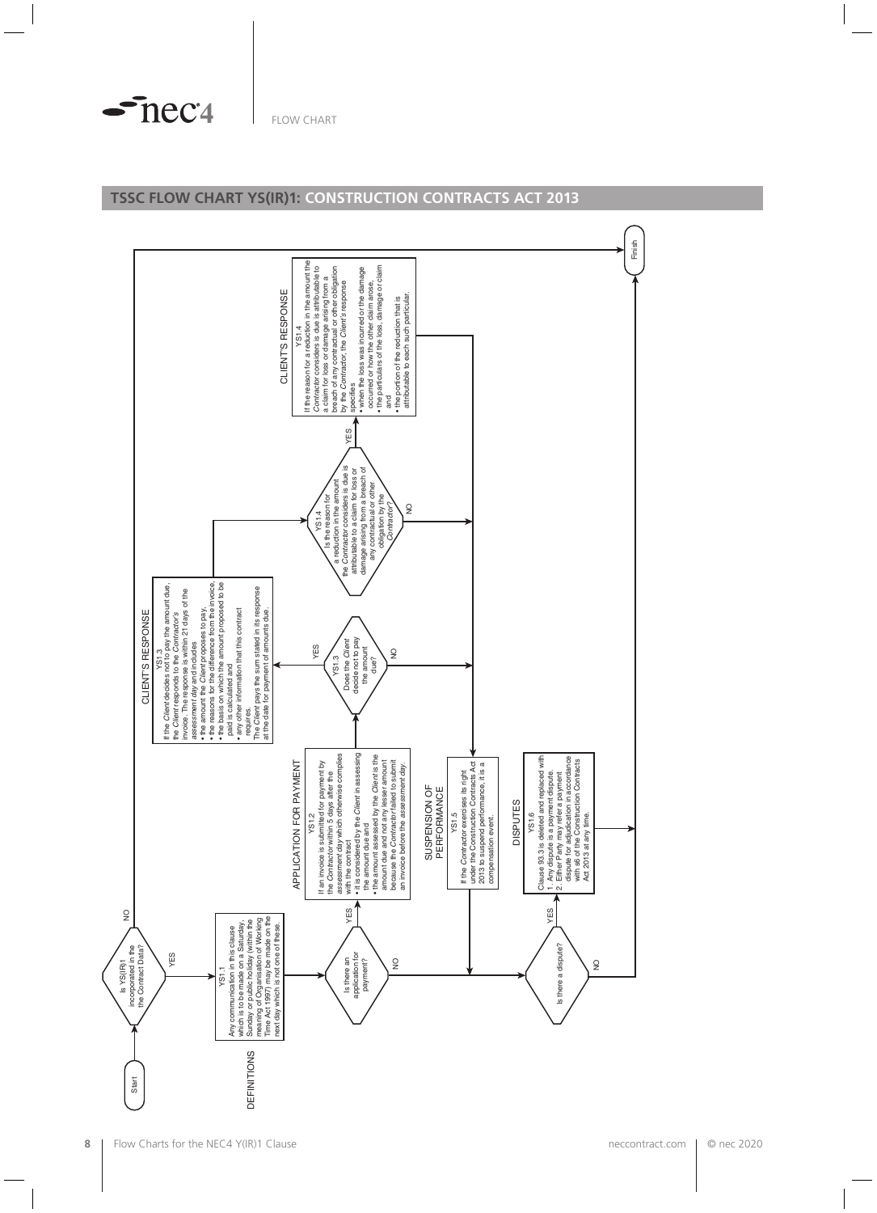## TSSC FLOW CHART YS(IR)1: CONSTRUCTION CONTRACTS ACT 2013

Start

Is YS(IR)1 incorporated in the Contract Data?

NO

YES

DEFINITIONS

YS1.1
Any communication in this clause which is to be made on a Saturday, Sunday or public holiday (within the meaning of Organisation of Working Time Act 1997) may be made on the next day which is not one of these.

Is there an application for payment?

YES

NO

APPLICATION FOR PAYMENT

YS1.2
If an *invoice* is submitted for payment by the *Contractor* within 5 days after the *assessment day* which otherwise complies with the contract
- it is considered by the *Client* in assessing the amount due and
- the amount assessed by the *Client* is the amount due and not any lesser amount because the *Contractor* failed to submit an invoice before the *assessment day*.

YS1.3
Does the *Client* decide not to pay the amount due?

YES

NO

CLIENT'S RESPONSE

YS1.3
If the *Client* decides not to pay the amount due, the *Client* responds to the *Contractor's invoice*. The response is within 21 days of the *assessment day* and includes
- the amount the *Client* proposes to pay,
- the reasons for the difference from the invoice,
- the basis on which the amount proposed to be paid is calculated and
- any other information that this contract requires.

The *Client* pays the sum stated in its response at the date for payment of amounts due.

YS1.4
Is the reason for a reduction in the amount the *Contractor* considers is due is attributable to a claim for loss or damage arising from a breach of any contractual or other obligation by the *Contractor*?

YES

NO

CLIENT'S RESPONSE

YS1.4
If the reason for a reduction in the amount the *Contractor* considers is due is attributable to a claim for loss or damage arising from a breach of any contractual or other obligation by the *Contractor*, the *Client's* response specifies
- when the loss was incurred or the damage occurred or how the other claim arose,
- the particulars of the loss, damage or claim and
- the portion of the reduction that is attributable to each such particular.

SUSPENSION OF PERFORMANCE

YS1.5
If the *Contractor* exercises its right under the Construction Contracts Act 2013 to suspend performance, it is a compensation event.

Is there a dispute?

YES

NO

DISPUTES

YS1.6
Clause 93.3 is deleted and replaced with
1. Any dispute is a payment dispute.
2. Either Party may refer a payment dispute for adjudication in accordance with s6 of the Construction Contracts Act 2013 at any time.

Finish

Flow Charts for the NEC4 Y(IR)1 Clause